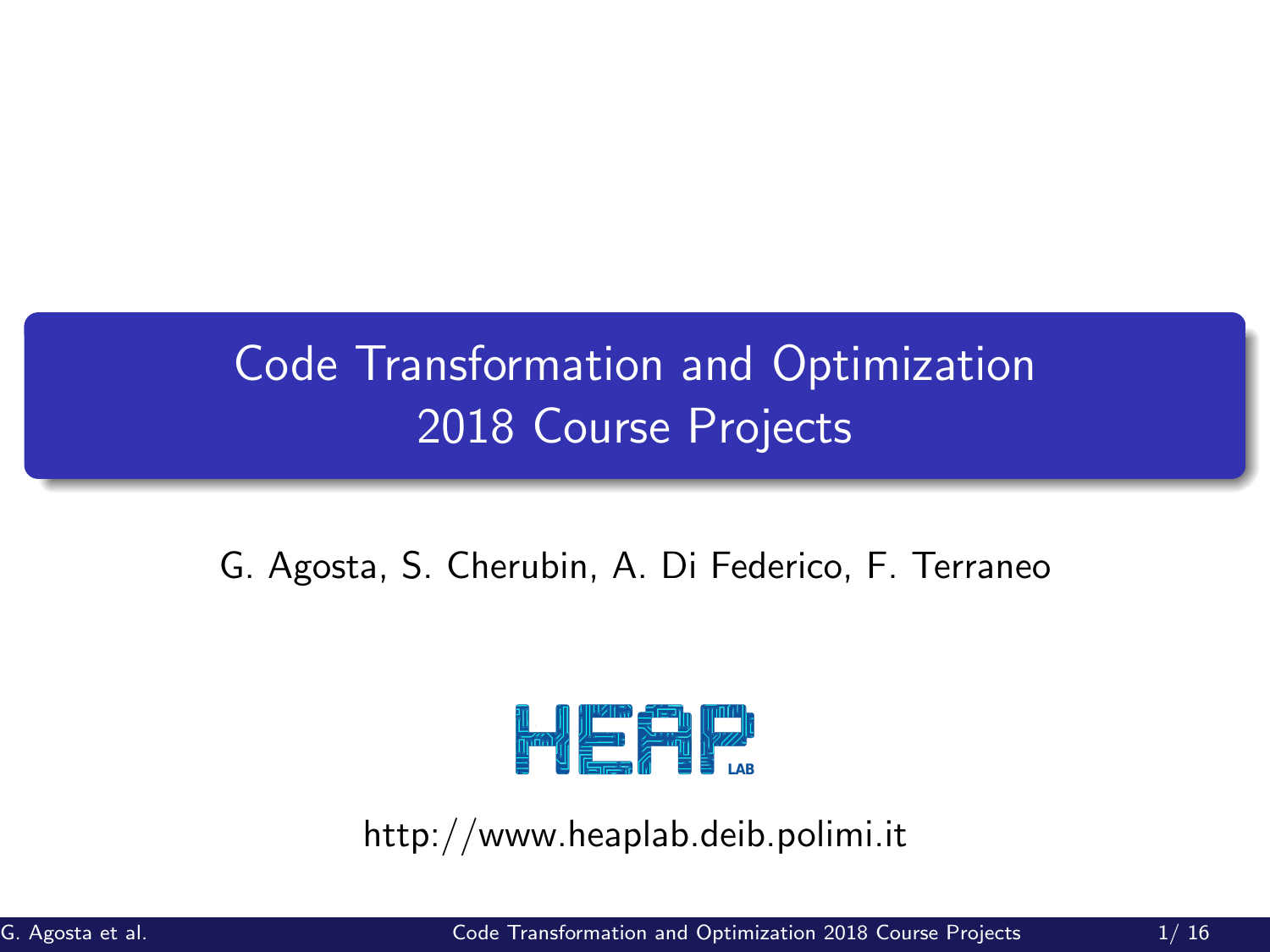# Code Transformation and Optimization
# 2018 Course Projects

G. Agosta, S. Cherubin, A. Di Federico, F. Terraneo

HEAP LAB

http://www.heaplab.deib.polimi.it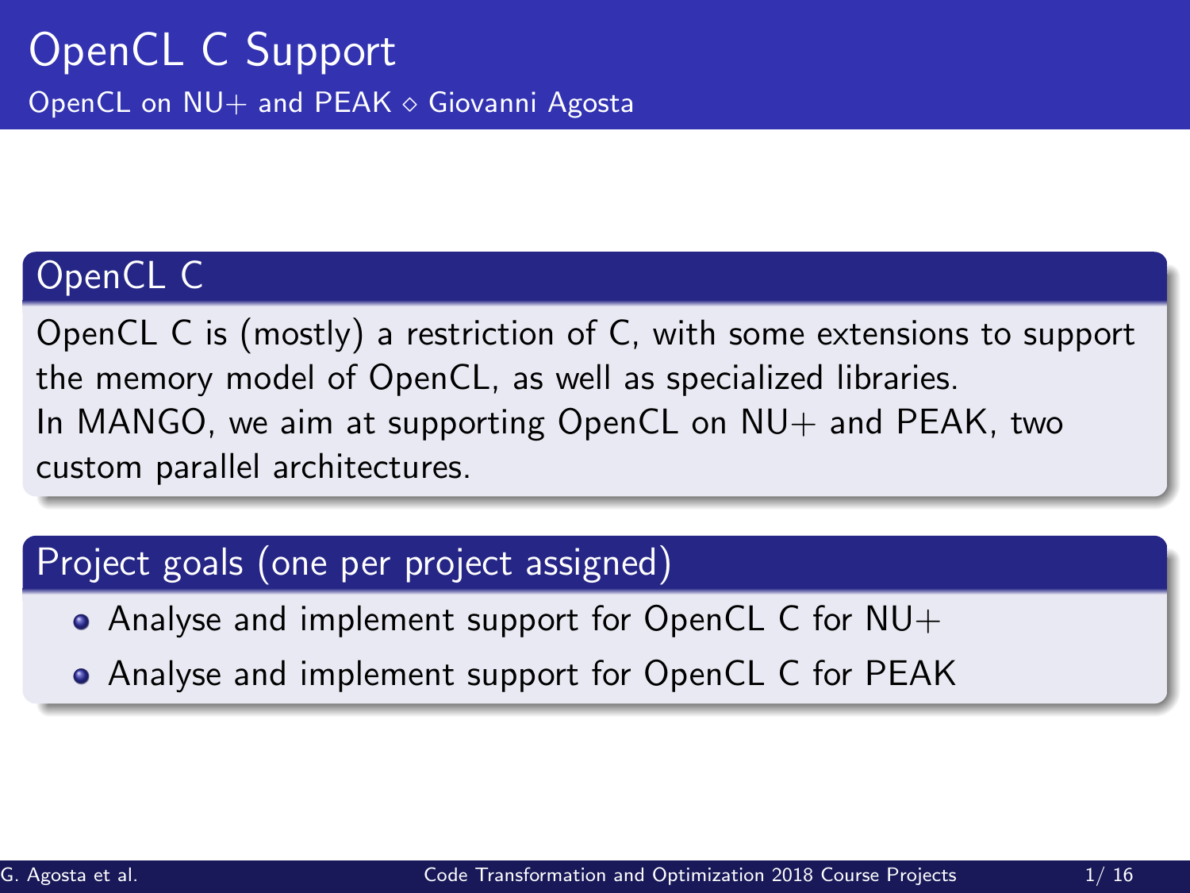# OpenCL C Support

OpenCL on NU+ and PEAK ⋄ Giovanni Agosta

## OpenCL C

OpenCL C is (mostly) a restriction of C, with some extensions to support the memory model of OpenCL, as well as specialized libraries.
In MANGO, we aim at supporting OpenCL on NU+ and PEAK, two custom parallel architectures.

## Project goals (one per project assigned)

- Analyse and implement support for OpenCL C for NU+
- Analyse and implement support for OpenCL C for PEAK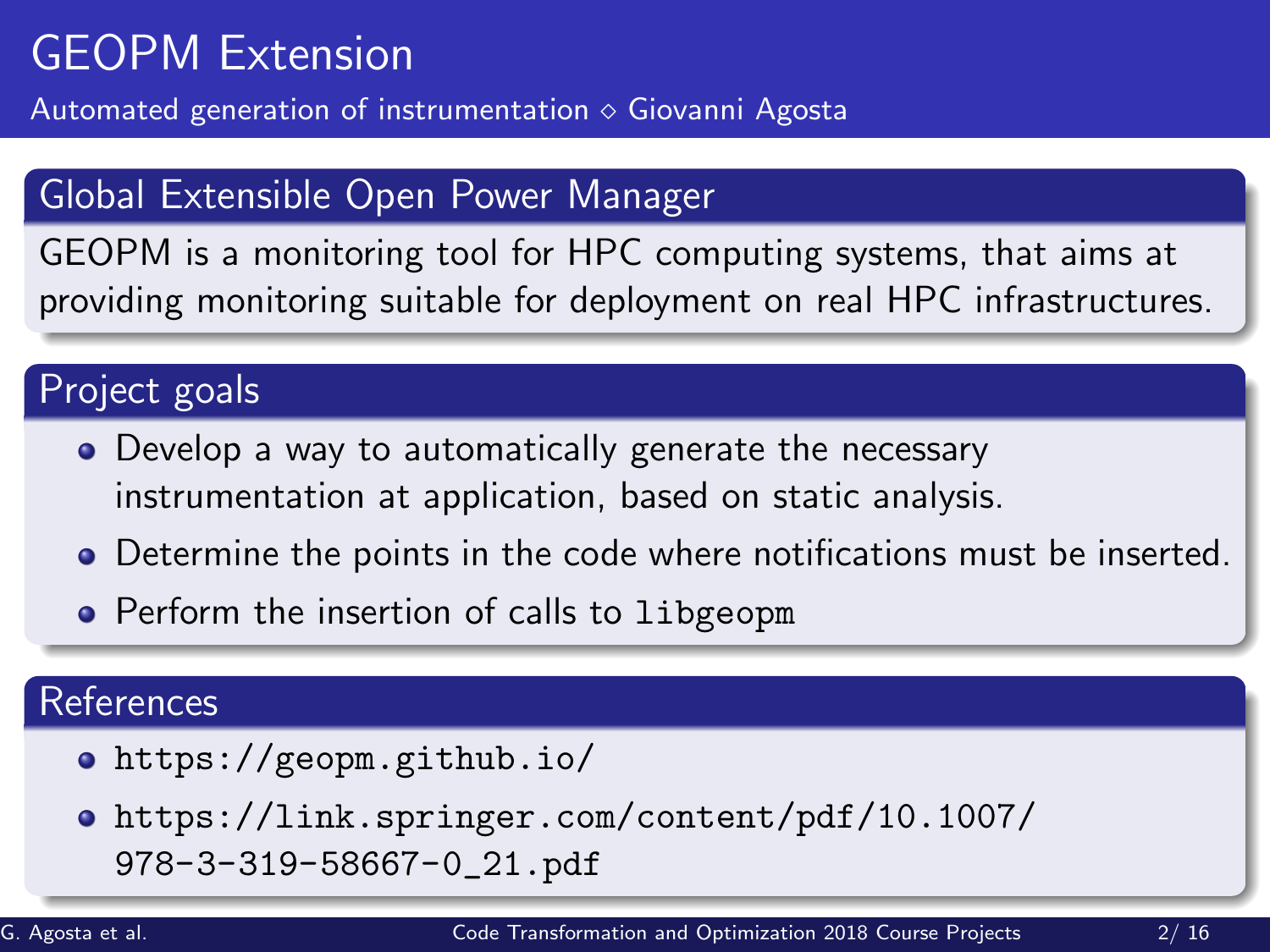# GEOPM Extension

Automated generation of instrumentation ⋄ Giovanni Agosta

## Global Extensible Open Power Manager

GEOPM is a monitoring tool for HPC computing systems, that aims at providing monitoring suitable for deployment on real HPC infrastructures.

## Project goals

- Develop a way to automatically generate the necessary instrumentation at application, based on static analysis.
- Determine the points in the code where notifications must be inserted.
- Perform the insertion of calls to `libgeopm`

## References

- `https://geopm.github.io/`
- `https://link.springer.com/content/pdf/10.1007/978-3-319-58667-0_21.pdf`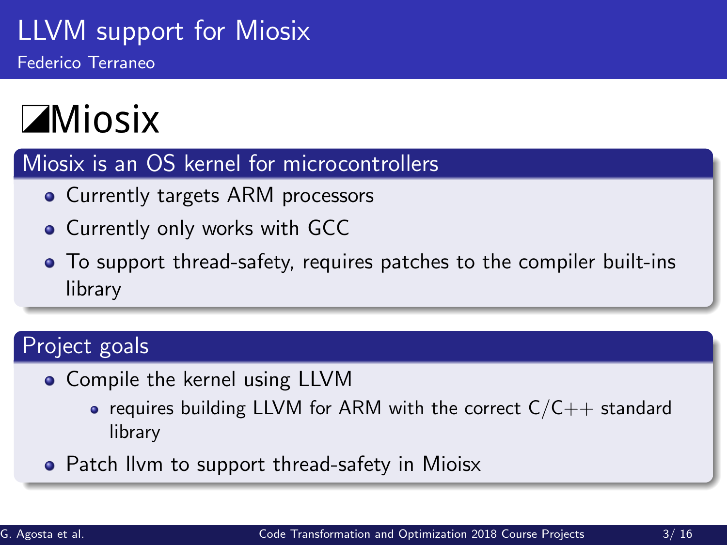# LLVM support for Miosix

Federico Terraneo

## Miosix

### Miosix is an OS kernel for microcontrollers

- Currently targets ARM processors
- Currently only works with GCC
- To support thread-safety, requires patches to the compiler built-ins library

### Project goals

- Compile the kernel using LLVM
  - requires building LLVM for ARM with the correct C/C++ standard library
- Patch llvm to support thread-safety in Mioisx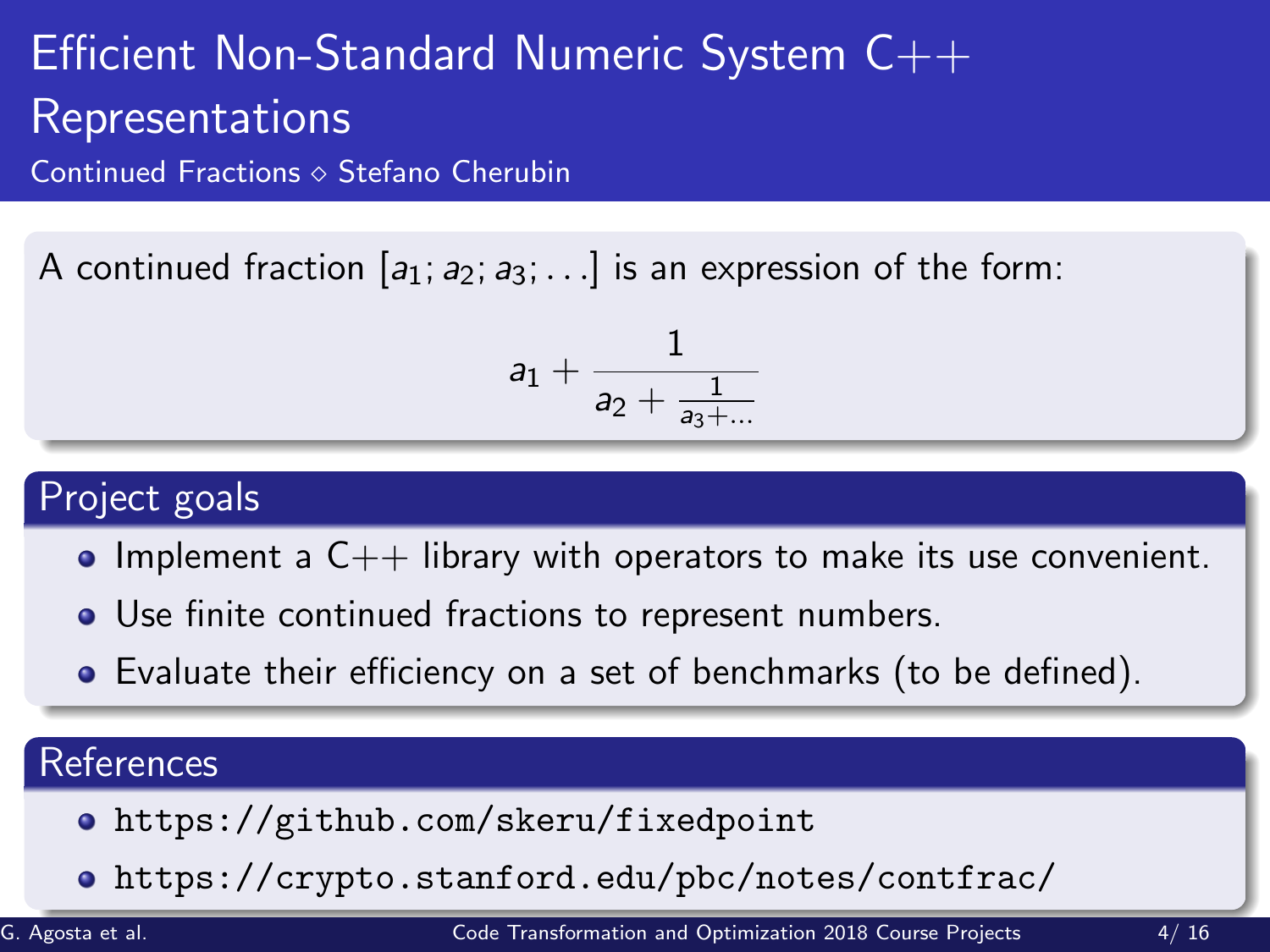# Efficient Non-Standard Numeric System C++ Representations

Continued Fractions ⋄ Stefano Cherubin

A continued fraction $[a_1; a_2; a_3; \ldots]$ is an expression of the form:

$$a_1 + \frac{1}{a_2 + \frac{1}{a_3 + \ldots}}$$

## Project goals

- Implement a C++ library with operators to make its use convenient.
- Use finite continued fractions to represent numbers.
- Evaluate their efficiency on a set of benchmarks (to be defined).

## References

- `https://github.com/skeru/fixedpoint`
- `https://crypto.stanford.edu/pbc/notes/contfrac/`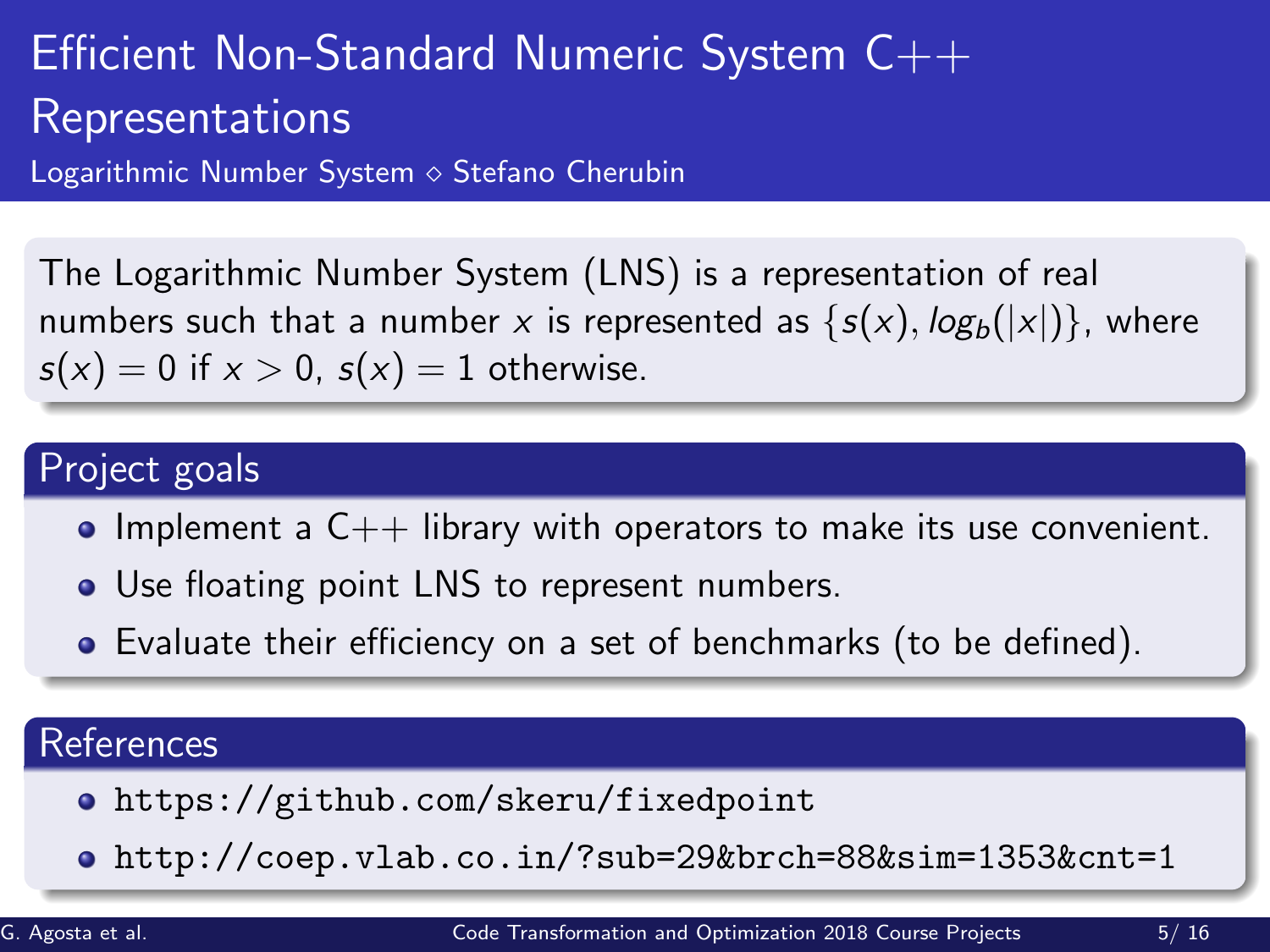# Efficient Non-Standard Numeric System C++ Representations

Logarithmic Number System ⋄ Stefano Cherubin

The Logarithmic Number System (LNS) is a representation of real numbers such that a number $x$ is represented as $\{s(x), log_b(|x|)\}$, where $s(x) = 0$ if $x > 0$, $s(x) = 1$ otherwise.

## Project goals

- Implement a C++ library with operators to make its use convenient.
- Use floating point LNS to represent numbers.
- Evaluate their efficiency on a set of benchmarks (to be defined).

## References

- `https://github.com/skeru/fixedpoint`
- `http://coep.vlab.co.in/?sub=29&brch=88&sim=1353&cnt=1`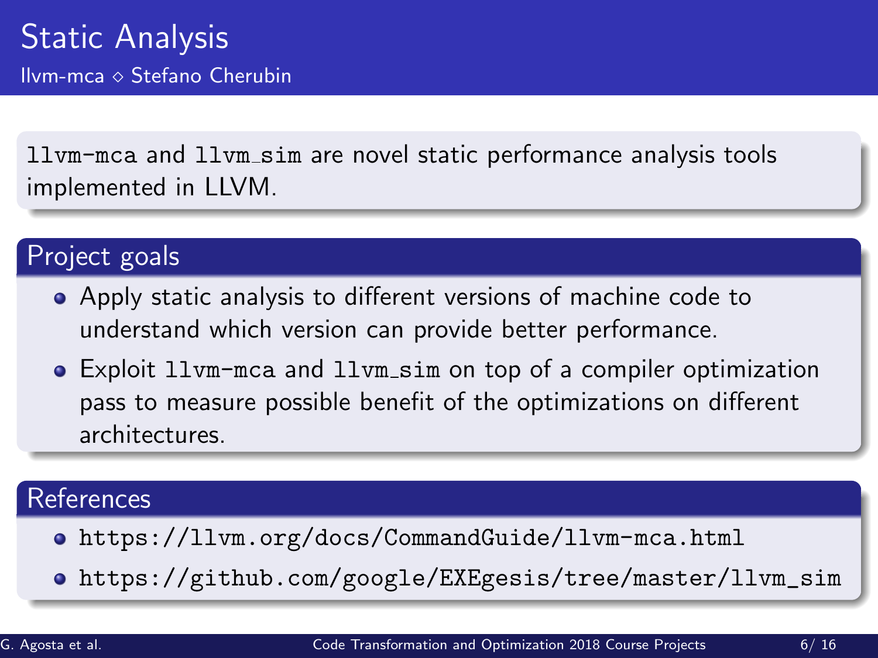# Static Analysis

llvm-mca ◇ Stefano Cherubin

`llvm-mca` and `llvm_sim` are novel static performance analysis tools implemented in LLVM.

## Project goals

- Apply static analysis to different versions of machine code to understand which version can provide better performance.
- Exploit `llvm-mca` and `llvm_sim` on top of a compiler optimization pass to measure possible benefit of the optimizations on different architectures.

## References

- `https://llvm.org/docs/CommandGuide/llvm-mca.html`
- `https://github.com/google/EXEgesis/tree/master/llvm_sim`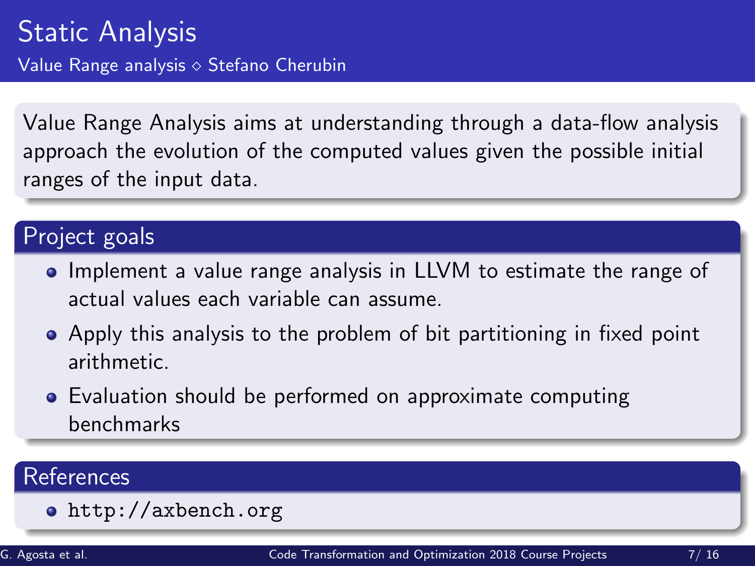# Static Analysis

Value Range analysis ⋄ Stefano Cherubin

Value Range Analysis aims at understanding through a data-flow analysis approach the evolution of the computed values given the possible initial ranges of the input data.

## Project goals

- Implement a value range analysis in LLVM to estimate the range of actual values each variable can assume.
- Apply this analysis to the problem of bit partitioning in fixed point arithmetic.
- Evaluation should be performed on approximate computing benchmarks

## References

- `http://axbench.org`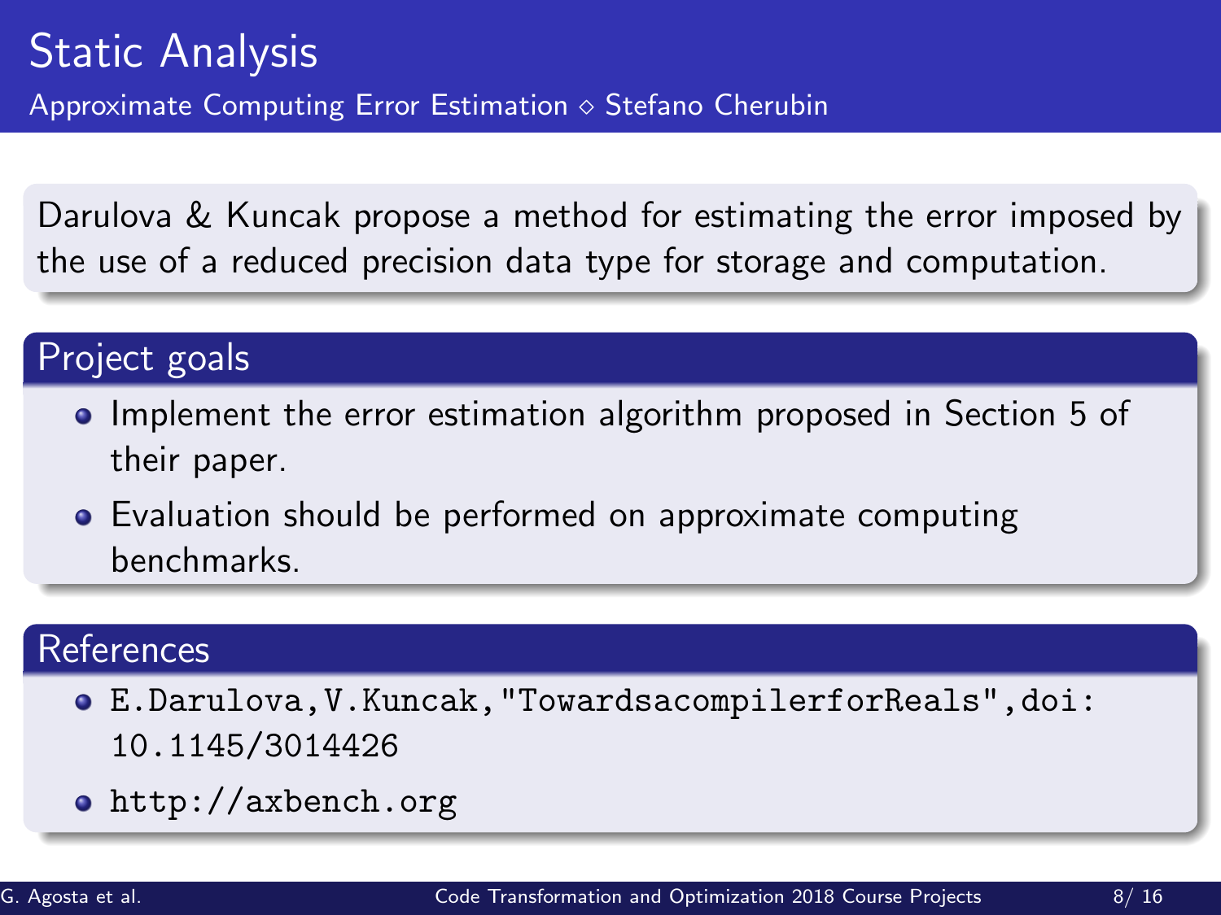# Static Analysis

## Approximate Computing Error Estimation ⋄ Stefano Cherubin

Darulova & Kuncak propose a method for estimating the error imposed by the use of a reduced precision data type for storage and computation.

### Project goals

- Implement the error estimation algorithm proposed in Section 5 of their paper.
- Evaluation should be performed on approximate computing benchmarks.

### References

- `E.Darulova,V.Kuncak,"TowardsacompilerforReals",doi: 10.1145/3014426`
- `http://axbench.org`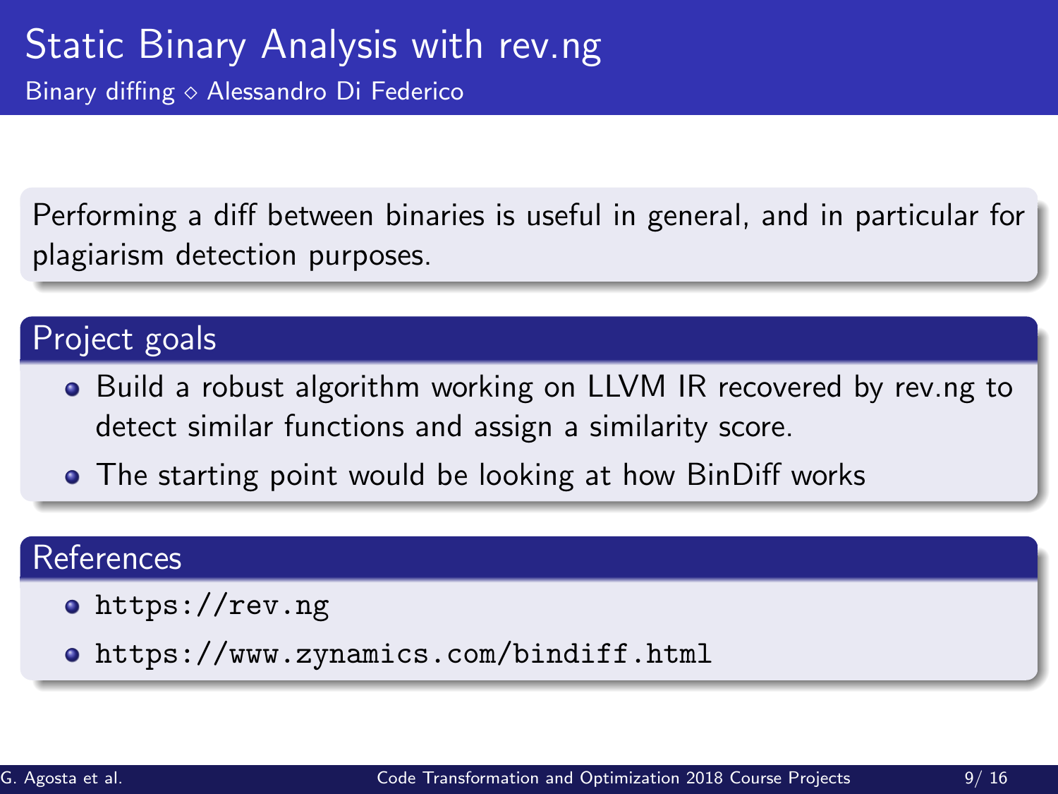# Static Binary Analysis with rev.ng

Binary diffing ⋄ Alessandro Di Federico

Performing a diff between binaries is useful in general, and in particular for plagiarism detection purposes.

## Project goals

- Build a robust algorithm working on LLVM IR recovered by rev.ng to detect similar functions and assign a similarity score.
- The starting point would be looking at how BinDiff works

## References

- `https://rev.ng`
- `https://www.zynamics.com/bindiff.html`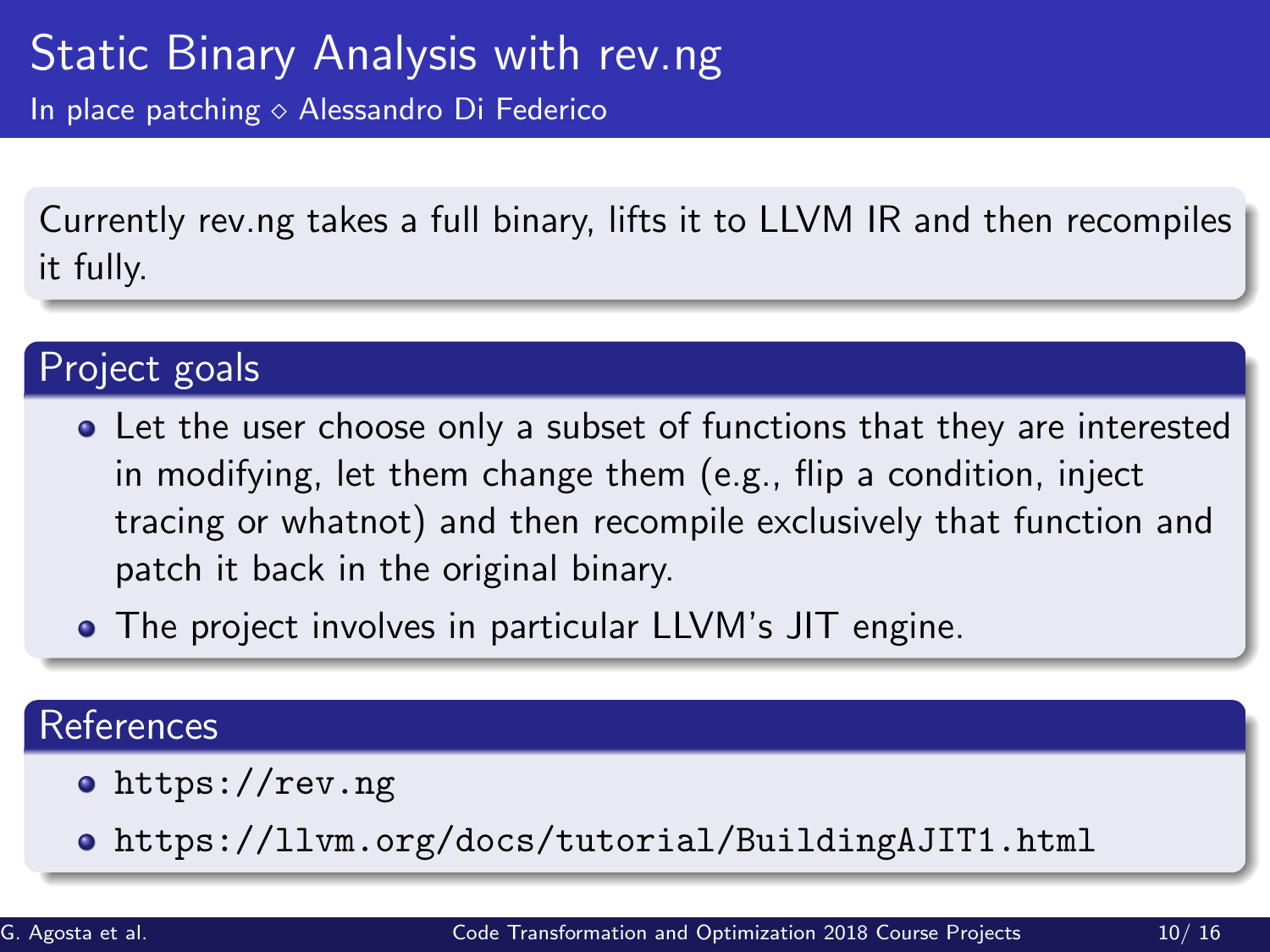# Static Binary Analysis with rev.ng

In place patching ⋄ Alessandro Di Federico

Currently rev.ng takes a full binary, lifts it to LLVM IR and then recompiles it fully.

## Project goals

- Let the user choose only a subset of functions that they are interested in modifying, let them change them (e.g., flip a condition, inject tracing or whatnot) and then recompile exclusively that function and patch it back in the original binary.
- The project involves in particular LLVM's JIT engine.

## References

- `https://rev.ng`
- `https://llvm.org/docs/tutorial/BuildingAJIT1.html`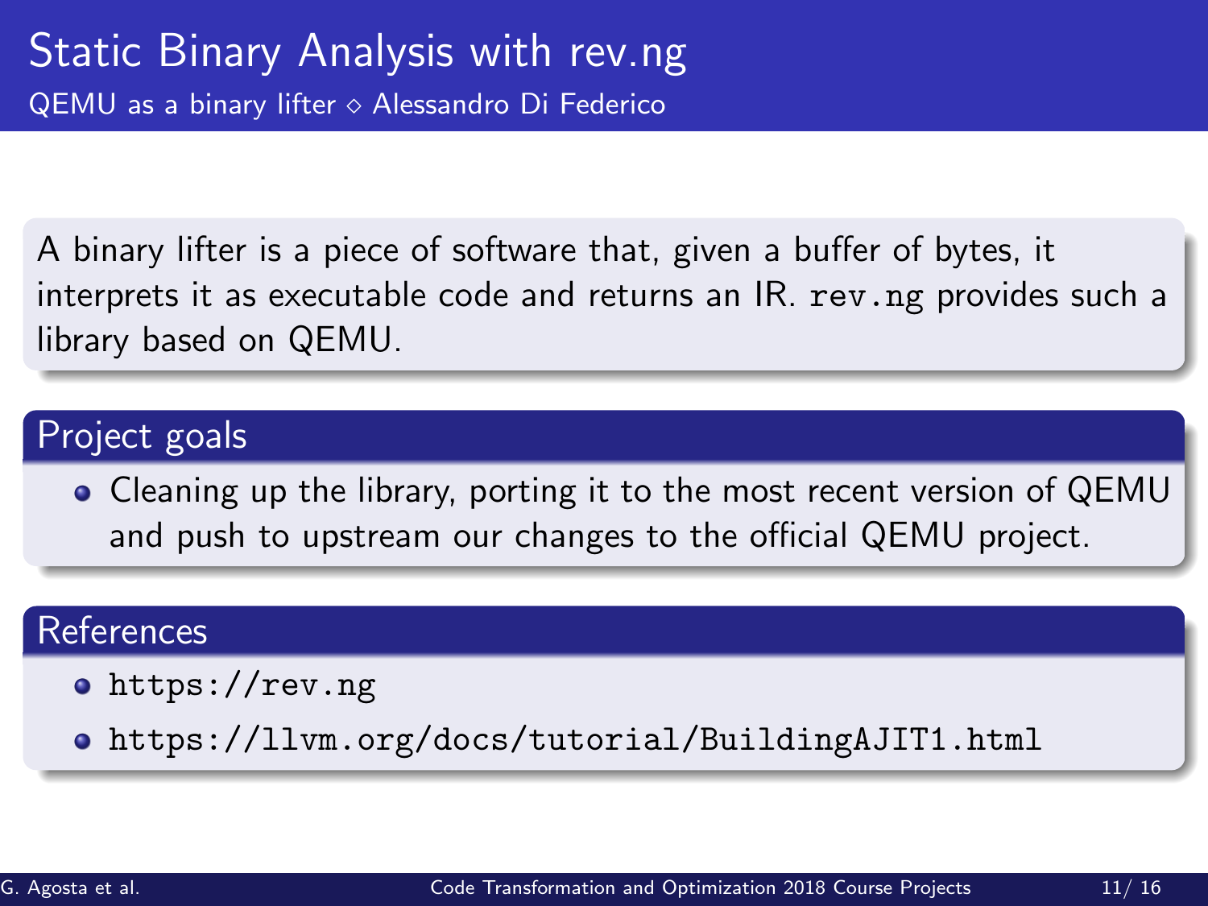# Static Binary Analysis with rev.ng

QEMU as a binary lifter ⋄ Alessandro Di Federico

A binary lifter is a piece of software that, given a buffer of bytes, it interprets it as executable code and returns an IR. `rev.ng` provides such a library based on QEMU.

## Project goals

- Cleaning up the library, porting it to the most recent version of QEMU and push to upstream our changes to the official QEMU project.

## References

- `https://rev.ng`
- `https://llvm.org/docs/tutorial/BuildingAJIT1.html`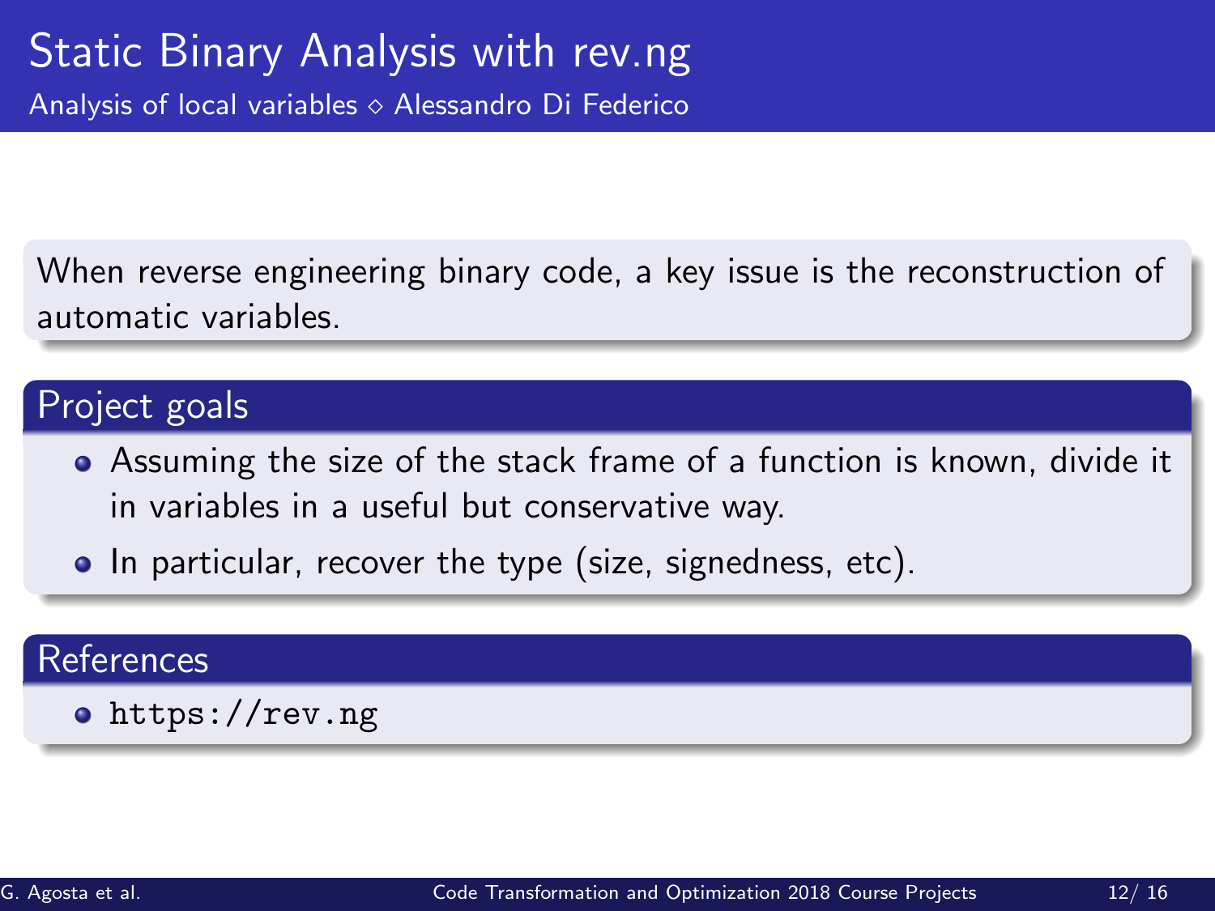# Static Binary Analysis with rev.ng

Analysis of local variables ◇ Alessandro Di Federico

When reverse engineering binary code, a key issue is the reconstruction of automatic variables.

## Project goals

- Assuming the size of the stack frame of a function is known, divide it in variables in a useful but conservative way.
- In particular, recover the type (size, signedness, etc).

## References

- `https://rev.ng`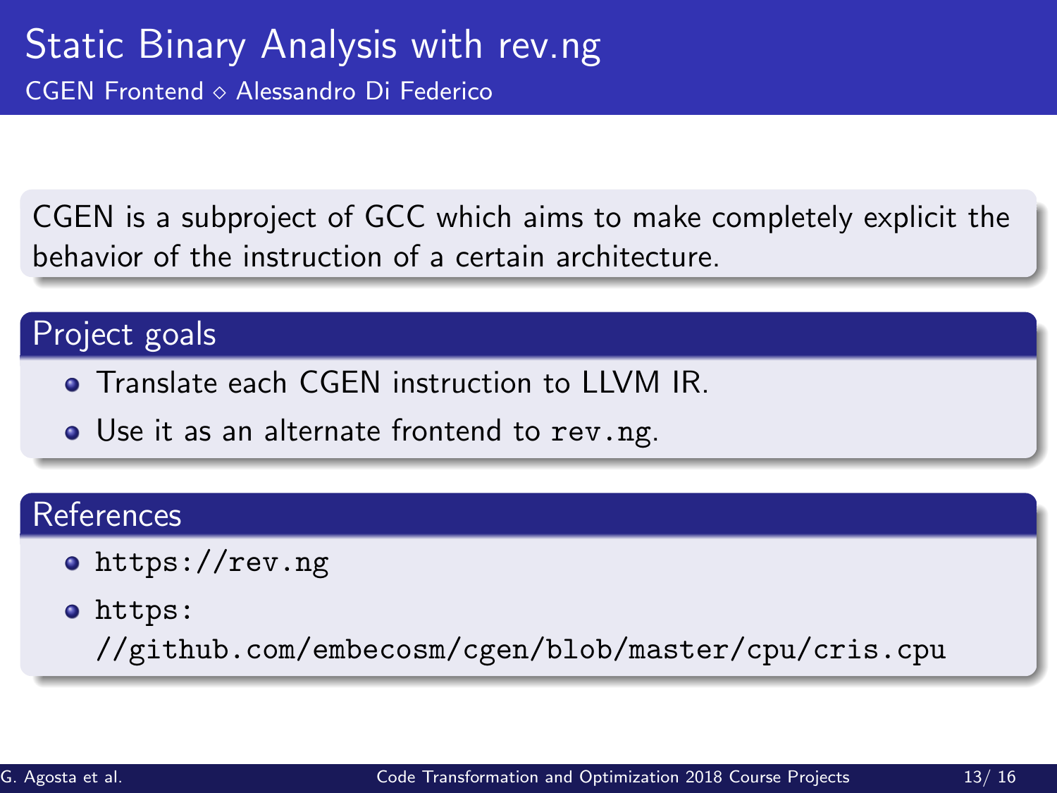# Static Binary Analysis with rev.ng

## CGEN Frontend ◇ Alessandro Di Federico

CGEN is a subproject of GCC which aims to make completely explicit the behavior of the instruction of a certain architecture.

### Project goals

- Translate each CGEN instruction to LLVM IR.
- Use it as an alternate frontend to `rev.ng`.

### References

- `https://rev.ng`
- `https://github.com/embecosm/cgen/blob/master/cpu/cris.cpu`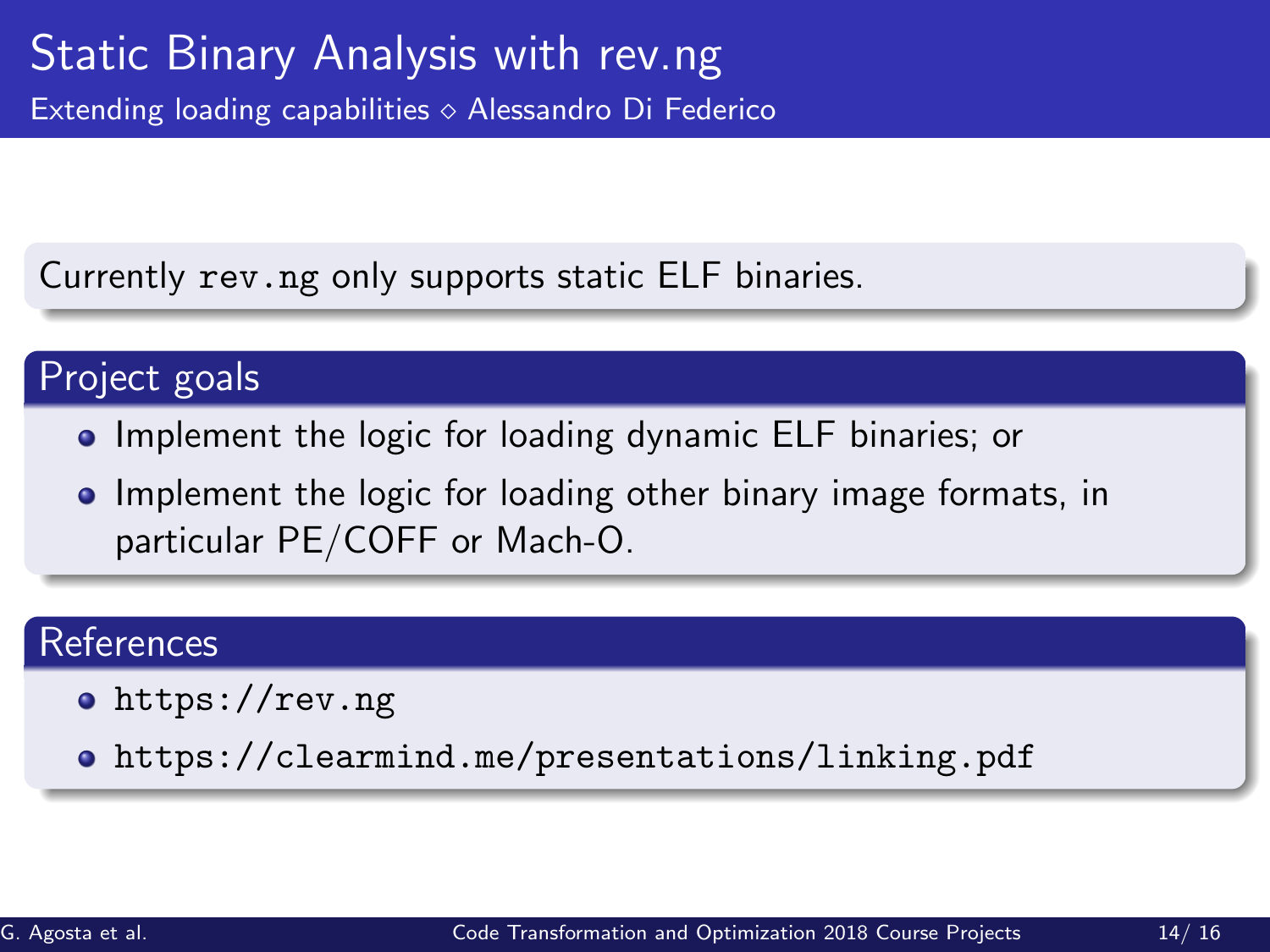# Static Binary Analysis with rev.ng

Extending loading capabilities ⋄ Alessandro Di Federico

Currently `rev.ng` only supports static ELF binaries.

## Project goals

- Implement the logic for loading dynamic ELF binaries; or
- Implement the logic for loading other binary image formats, in particular PE/COFF or Mach-O.

## References

- `https://rev.ng`
- `https://clearmind.me/presentations/linking.pdf`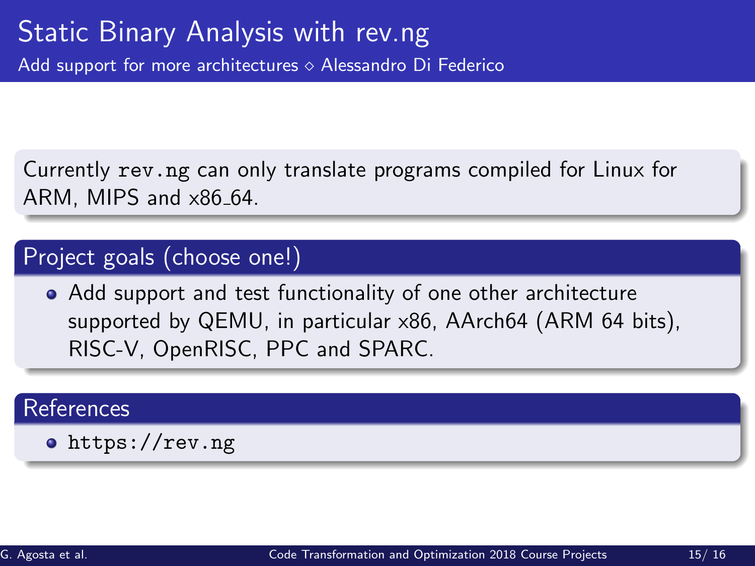# Static Binary Analysis with rev.ng

Add support for more architectures ⋄ Alessandro Di Federico

Currently `rev.ng` can only translate programs compiled for Linux for ARM, MIPS and x86_64.

## Project goals (choose one!)

- Add support and test functionality of one other architecture supported by QEMU, in particular x86, AArch64 (ARM 64 bits), RISC-V, OpenRISC, PPC and SPARC.

## References

- `https://rev.ng`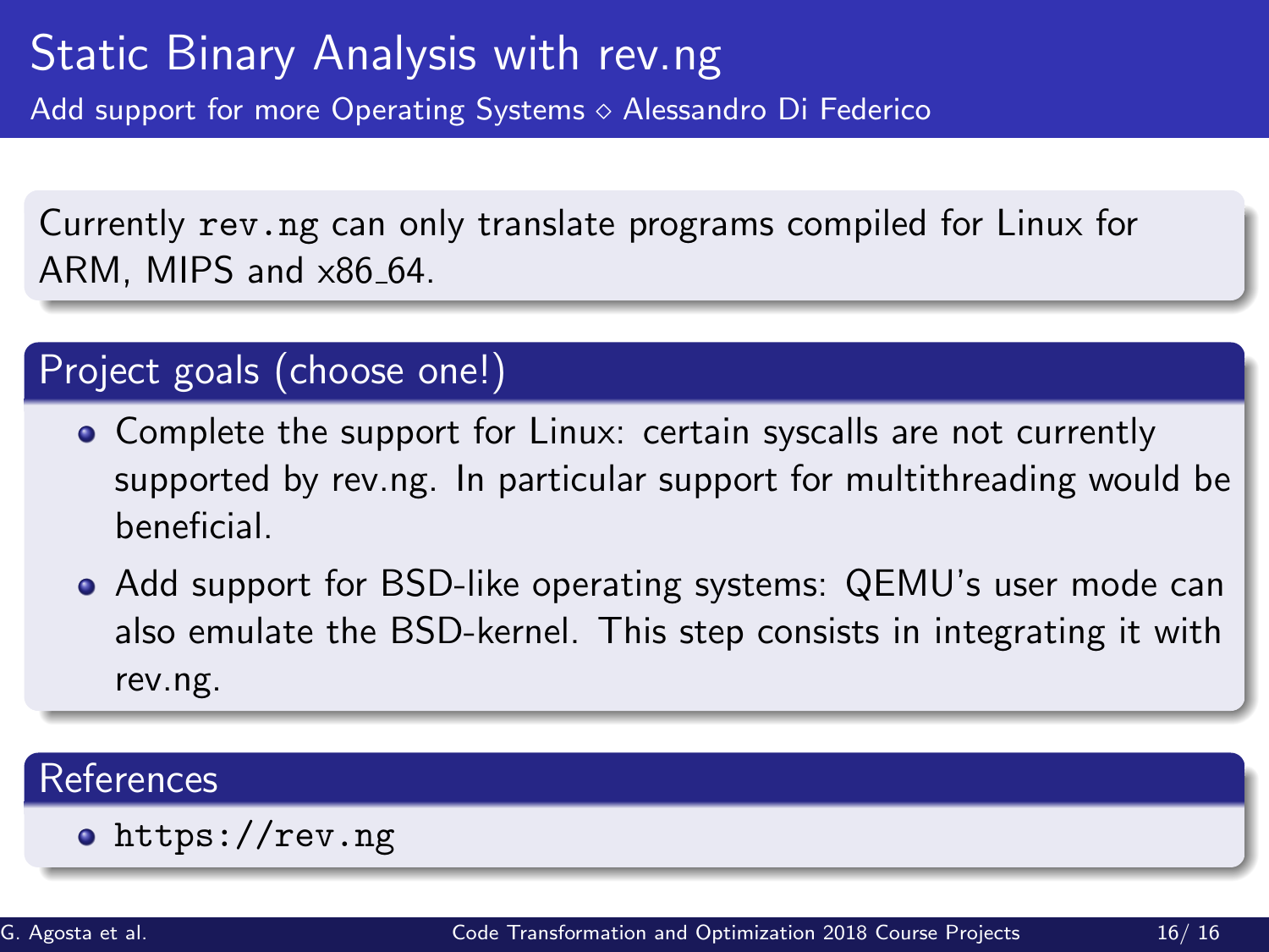# Static Binary Analysis with rev.ng

Add support for more Operating Systems ⋄ Alessandro Di Federico

Currently `rev.ng` can only translate programs compiled for Linux for ARM, MIPS and x86_64.

## Project goals (choose one!)

- Complete the support for Linux: certain syscalls are not currently supported by rev.ng. In particular support for multithreading would be beneficial.
- Add support for BSD-like operating systems: QEMU's user mode can also emulate the BSD-kernel. This step consists in integrating it with rev.ng.

## References

- `https://rev.ng`